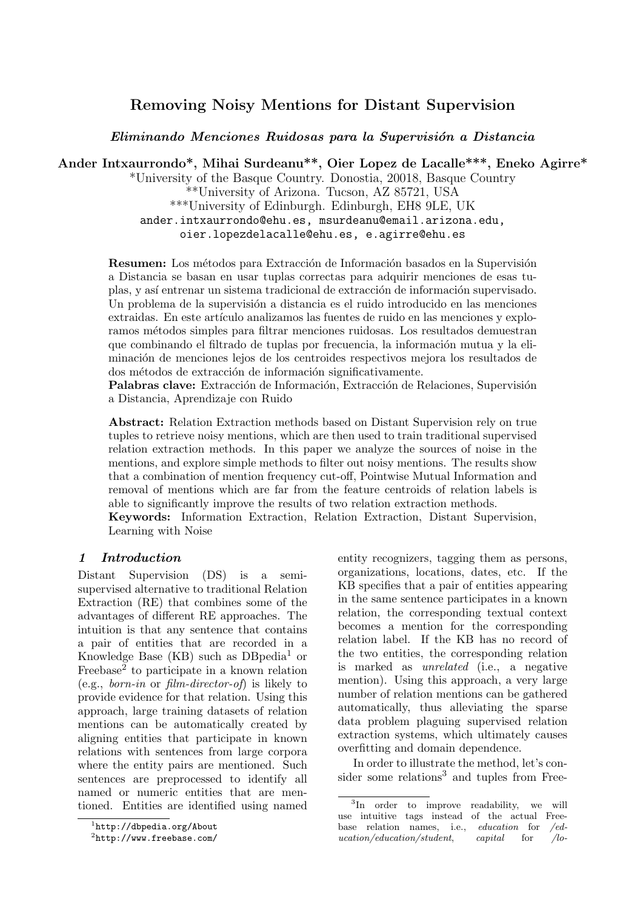# Removing Noisy Mentions for Distant Supervision

***Eliminando Menciones Ruidosas para la Supervisión a Distancia***

**Ander Intxaurrondo\*, Mihai Surdeanu\*\*, Oier Lopez de Lacalle\*\*\*, Eneko Agirre\***

\*University of the Basque Country. Donostia, 20018, Basque Country
\*\*University of Arizona. Tucson, AZ 85721, USA
\*\*\*University of Edinburgh. Edinburgh, EH8 9LE, UK
ander.intxaurrondo@ehu.es, msurdeanu@email.arizona.edu,
oier.lopezdelacalle@ehu.es, e.agirre@ehu.es

**Resumen:** Los métodos para Extracción de Información basados en la Supervisión a Distancia se basan en usar tuplas correctas para adquirir menciones de esas tuplas, y así entrenar un sistema tradicional de extracción de información supervisado. Un problema de la supervisión a distancia es el ruido introducido en las menciones extraidas. En este artículo analizamos las fuentes de ruido en las menciones y exploramos métodos simples para filtrar menciones ruidosas. Los resultados demuestran que combinando el filtrado de tuplas por frecuencia, la información mutua y la eliminación de menciones lejos de los centroides respectivos mejora los resultados de dos métodos de extracción de información significativamente.

**Palabras clave:** Extracción de Información, Extracción de Relaciones, Supervisión a Distancia, Aprendizaje con Ruido

**Abstract:** Relation Extraction methods based on Distant Supervision rely on true tuples to retrieve noisy mentions, which are then used to train traditional supervised relation extraction methods. In this paper we analyze the sources of noise in the mentions, and explore simple methods to filter out noisy mentions. The results show that a combination of mention frequency cut-off, Pointwise Mutual Information and removal of mentions which are far from the feature centroids of relation labels is able to significantly improve the results of two relation extraction methods.

**Keywords:** Information Extraction, Relation Extraction, Distant Supervision, Learning with Noise

## 1 Introduction

Distant Supervision (DS) is a semi-supervised alternative to traditional Relation Extraction (RE) that combines some of the advantages of different RE approaches. The intuition is that any sentence that contains a pair of entities that are recorded in a Knowledge Base (KB) such as DBpedia[1] or Freebase[2] to participate in a known relation (e.g., *born-in* or *film-director-of*) is likely to provide evidence for that relation. Using this approach, large training datasets of relation mentions can be automatically created by aligning entities that participate in known relations with sentences from large corpora where the entity pairs are mentioned. Such sentences are preprocessed to identify all named or numeric entities that are mentioned. Entities are identified using named entity recognizers, tagging them as persons, organizations, locations, dates, etc. If the KB specifies that a pair of entities appearing in the same sentence participates in a known relation, the corresponding textual context becomes a mention for the corresponding relation label. If the KB has no record of the two entities, the corresponding relation is marked as *unrelated* (i.e., a negative mention). Using this approach, a very large number of relation mentions can be gathered automatically, thus alleviating the sparse data problem plaguing supervised relation extraction systems, which ultimately causes overfitting and domain dependence.

In order to illustrate the method, let's consider some relations[3] and tuples from Free-

[1] http://dbpedia.org/About

[2] http://www.freebase.com/

[3] In order to improve readability, we will use intuitive tags instead of the actual Freebase relation names, i.e., *education* for */education/education/student*, *capital* for */lo-*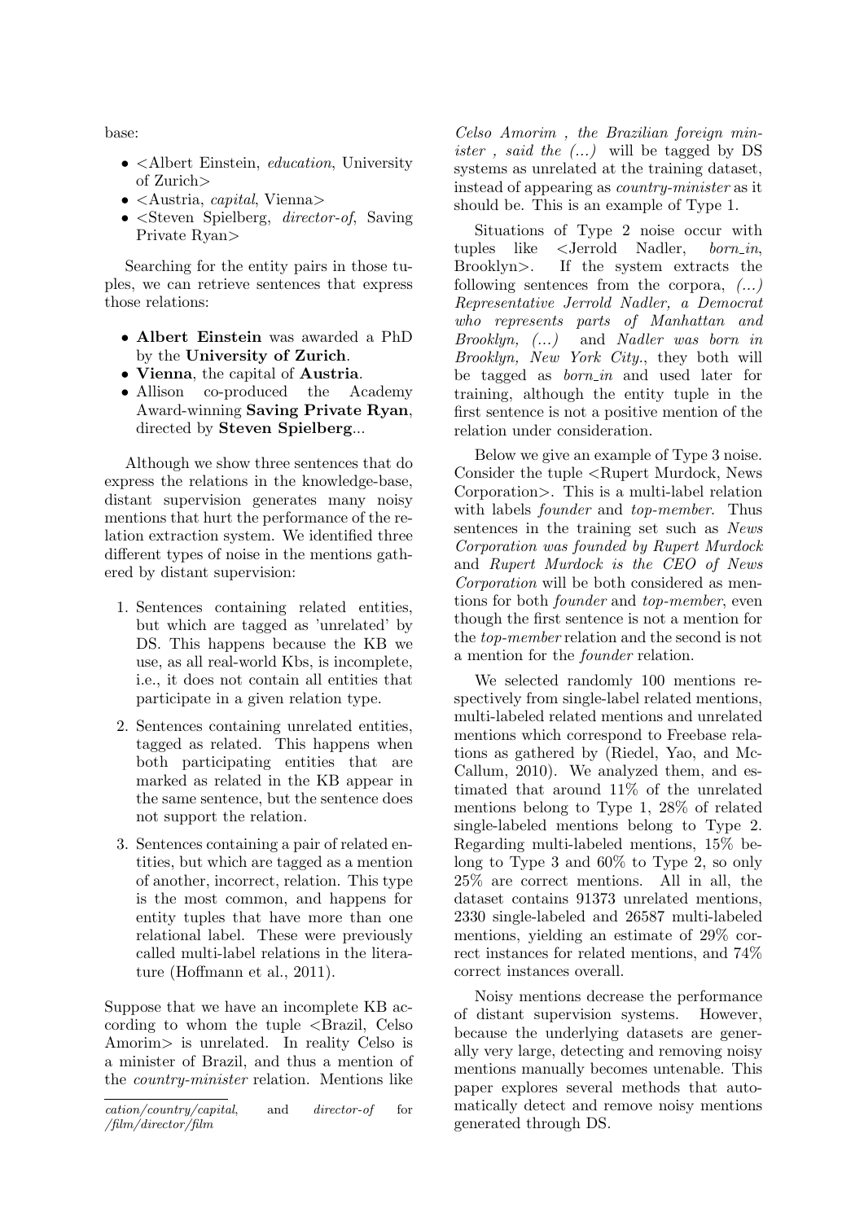base:

- <Albert Einstein, *education*, University of Zurich>
- <Austria, *capital*, Vienna>
- <Steven Spielberg, *director-of*, Saving Private Ryan>

Searching for the entity pairs in those tuples, we can retrieve sentences that express those relations:

- **Albert Einstein** was awarded a PhD by the **University of Zurich**.
- **Vienna**, the capital of **Austria**.
- Allison co-produced the Academy Award-winning **Saving Private Ryan**, directed by **Steven Spielberg**...

Although we show three sentences that do express the relations in the knowledge-base, distant supervision generates many noisy mentions that hurt the performance of the relation extraction system. We identified three different types of noise in the mentions gathered by distant supervision:

1. Sentences containing related entities, but which are tagged as 'unrelated' by DS. This happens because the KB we use, as all real-world Kbs, is incomplete, i.e., it does not contain all entities that participate in a given relation type.
2. Sentences containing unrelated entities, tagged as related. This happens when both participating entities that are marked as related in the KB appear in the same sentence, but the sentence does not support the relation.
3. Sentences containing a pair of related entities, but which are tagged as a mention of another, incorrect, relation. This type is the most common, and happens for entity tuples that have more than one relational label. These were previously called multi-label relations in the literature (Hoffmann et al., 2011).

Suppose that we have an incomplete KB according to whom the tuple <Brazil, Celso Amorim> is unrelated. In reality Celso is a minister of Brazil, and thus a mention of the *country-minister* relation. Mentions like *Celso Amorim , the Brazilian foreign minister , said the (...)* will be tagged by DS systems as unrelated at the training dataset, instead of appearing as *country-minister* as it should be. This is an example of Type 1.

Situations of Type 2 noise occur with tuples like <Jerrold Nadler, *born_in*, Brooklyn>. If the system extracts the following sentences from the corpora, *(...) Representative Jerrold Nadler, a Democrat who represents parts of Manhattan and Brooklyn, (...)* and *Nadler was born in Brooklyn, New York City.*, they both will be tagged as *born_in* and used later for training, although the entity tuple in the first sentence is not a positive mention of the relation under consideration.

Below we give an example of Type 3 noise. Consider the tuple <Rupert Murdock, News Corporation>. This is a multi-label relation with labels *founder* and *top-member*. Thus sentences in the training set such as *News Corporation was founded by Rupert Murdock* and *Rupert Murdock is the CEO of News Corporation* will be both considered as mentions for both *founder* and *top-member*, even though the first sentence is not a mention for the *top-member* relation and the second is not a mention for the *founder* relation.

We selected randomly 100 mentions respectively from single-label related mentions, multi-labeled related mentions and unrelated mentions which correspond to Freebase relations as gathered by (Riedel, Yao, and McCallum, 2010). We analyzed them, and estimated that around 11% of the unrelated mentions belong to Type 1, 28% of related single-labeled mentions belong to Type 2. Regarding multi-labeled mentions, 15% belong to Type 3 and 60% to Type 2, so only 25% are correct mentions. All in all, the dataset contains 91373 unrelated mentions, 2330 single-labeled and 26587 multi-labeled mentions, yielding an estimate of 29% correct instances for related mentions, and 74% correct instances overall.

Noisy mentions decrease the performance of distant supervision systems. However, because the underlying datasets are generally very large, detecting and removing noisy mentions manually becomes untenable. This paper explores several methods that automatically detect and remove noisy mentions generated through DS.

*cation/country/capital*, and *director-of* for */film/director/film*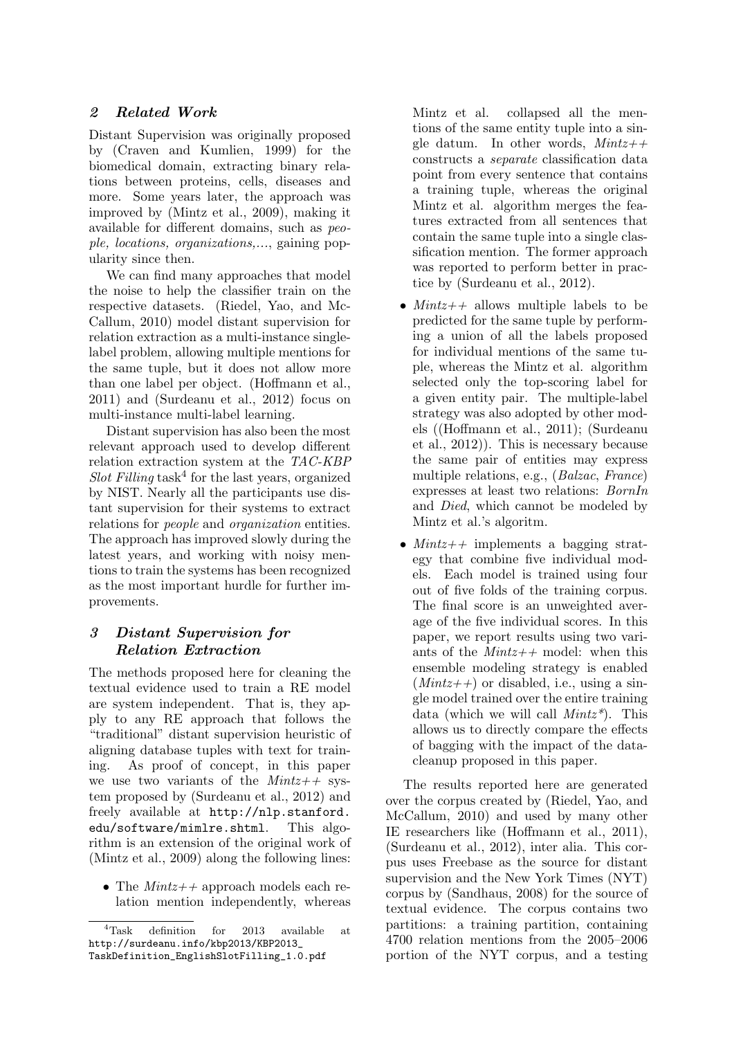## 2 Related Work

Distant Supervision was originally proposed by (Craven and Kumlien, 1999) for the biomedical domain, extracting binary relations between proteins, cells, diseases and more. Some years later, the approach was improved by (Mintz et al., 2009), making it available for different domains, such as *people, locations, organizations,...*, gaining popularity since then.

We can find many approaches that model the noise to help the classifier train on the respective datasets. (Riedel, Yao, and McCallum, 2010) model distant supervision for relation extraction as a multi-instance single-label problem, allowing multiple mentions for the same tuple, but it does not allow more than one label per object. (Hoffmann et al., 2011) and (Surdeanu et al., 2012) focus on multi-instance multi-label learning.

Distant supervision has also been the most relevant approach used to develop different relation extraction system at the *TAC-KBP Slot Filling* task[4] for the last years, organized by NIST. Nearly all the participants use distant supervision for their systems to extract relations for *people* and *organization* entities. The approach has improved slowly during the latest years, and working with noisy mentions to train the systems has been recognized as the most important hurdle for further improvements.

## 3 Distant Supervision for Relation Extraction

The methods proposed here for cleaning the textual evidence used to train a RE model are system independent. That is, they apply to any RE approach that follows the "traditional" distant supervision heuristic of aligning database tuples with text for training. As proof of concept, in this paper we use two variants of the *Mintz++* system proposed by (Surdeanu et al., 2012) and freely available at http://nlp.stanford.edu/software/mimlre.shtml. This algorithm is an extension of the original work of (Mintz et al., 2009) along the following lines:

- The *Mintz++* approach models each relation mention independently, whereas Mintz et al. collapsed all the mentions of the same entity tuple into a single datum. In other words, *Mintz++* constructs a *separate* classification data point from every sentence that contains a training tuple, whereas the original Mintz et al. algorithm merges the features extracted from all sentences that contain the same tuple into a single classification mention. The former approach was reported to perform better in practice by (Surdeanu et al., 2012).
- *Mintz++* allows multiple labels to be predicted for the same tuple by performing a union of all the labels proposed for individual mentions of the same tuple, whereas the Mintz et al. algorithm selected only the top-scoring label for a given entity pair. The multiple-label strategy was also adopted by other models ((Hoffmann et al., 2011); (Surdeanu et al., 2012)). This is necessary because the same pair of entities may express multiple relations, e.g., (*Balzac*, *France*) expresses at least two relations: *BornIn* and *Died*, which cannot be modeled by Mintz et al.'s algoritm.
- *Mintz++* implements a bagging strategy that combine five individual models. Each model is trained using four out of five folds of the training corpus. The final score is an unweighted average of the five individual scores. In this paper, we report results using two variants of the *Mintz++* model: when this ensemble modeling strategy is enabled (*Mintz++*) or disabled, i.e., using a single model trained over the entire training data (which we will call *Mintz\**). This allows us to directly compare the effects of bagging with the impact of the data-cleanup proposed in this paper.

The results reported here are generated over the corpus created by (Riedel, Yao, and McCallum, 2010) and used by many other IE researchers like (Hoffmann et al., 2011), (Surdeanu et al., 2012), inter alia. This corpus uses Freebase as the source for distant supervision and the New York Times (NYT) corpus by (Sandhaus, 2008) for the source of textual evidence. The corpus contains two partitions: a training partition, containing 4700 relation mentions from the 2005–2006 portion of the NYT corpus, and a testing

[4] Task definition for 2013 available at http://surdeanu.info/kbp2013/KBP2013_TaskDefinition_EnglishSlotFilling_1.0.pdf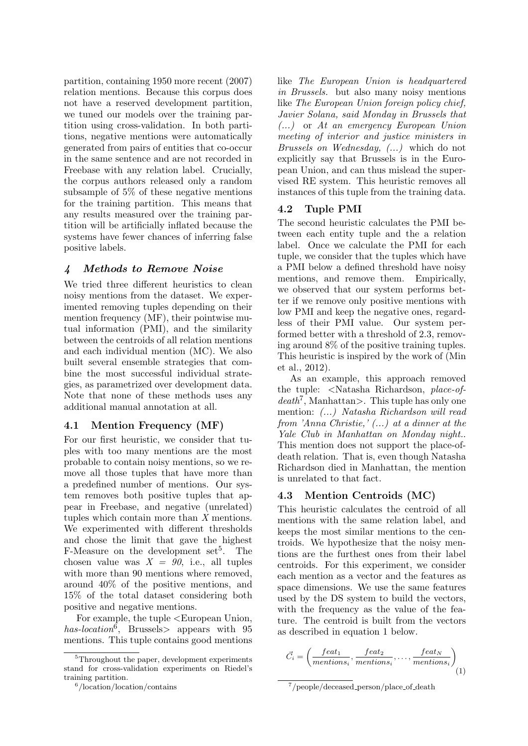partition, containing 1950 more recent (2007) relation mentions. Because this corpus does not have a reserved development partition, we tuned our models over the training partition using cross-validation. In both partitions, negative mentions were automatically generated from pairs of entities that co-occur in the same sentence and are not recorded in Freebase with any relation label. Crucially, the corpus authors released only a random subsample of 5% of these negative mentions for the training partition. This means that any results measured over the training partition will be artificially inflated because the systems have fewer chances of inferring false positive labels.

## 4 Methods to Remove Noise

We tried three different heuristics to clean noisy mentions from the dataset. We experimented removing tuples depending on their mention frequency (MF), their pointwise mutual information (PMI), and the similarity between the centroids of all relation mentions and each individual mention (MC). We also built several ensemble strategies that combine the most successful individual strategies, as parametrized over development data. Note that none of these methods uses any additional manual annotation at all.

### 4.1 Mention Frequency (MF)

For our first heuristic, we consider that tuples with too many mentions are the most probable to contain noisy mentions, so we remove all those tuples that have more than a predefined number of mentions. Our system removes both positive tuples that appear in Freebase, and negative (unrelated) tuples which contain more than $X$ mentions. We experimented with different thresholds and chose the limit that gave the highest F-Measure on the development set[5]. The chosen value was $X = 90$, i.e., all tuples with more than 90 mentions where removed, around 40% of the positive mentions, and 15% of the total dataset considering both positive and negative mentions.

For example, the tuple <European Union, *has-location*[6], Brussels> appears with 95 mentions. This tuple contains good mentions like *The European Union is headquartered in Brussels.* but also many noisy mentions like *The European Union foreign policy chief, Javier Solana, said Monday in Brussels that (...)* or *At an emergency European Union meeting of interior and justice ministers in Brussels on Wednesday, (...)* which do not explicitly say that Brussels is in the European Union, and can thus mislead the supervised RE system. This heuristic removes all instances of this tuple from the training data.

### 4.2 Tuple PMI

The second heuristic calculates the PMI between each entity tuple and the a relation label. Once we calculate the PMI for each tuple, we consider that the tuples which have a PMI below a defined threshold have noisy mentions, and remove them. Empirically, we observed that our system performs better if we remove only positive mentions with low PMI and keep the negative ones, regardless of their PMI value. Our system performed better with a threshold of 2.3, removing around 8% of the positive training tuples. This heuristic is inspired by the work of (Min et al., 2012).

As an example, this approach removed the tuple: <Natasha Richardson, *place-of-death*[7], Manhattan>. This tuple has only one mention: *(...) Natasha Richardson will read from 'Anna Christie,' (...) at a dinner at the Yale Club in Manhattan on Monday night.*. This mention does not support the place-of-death relation. That is, even though Natasha Richardson died in Manhattan, the mention is unrelated to that fact.

### 4.3 Mention Centroids (MC)

This heuristic calculates the centroid of all mentions with the same relation label, and keeps the most similar mentions to the centroids. We hypothesize that the noisy mentions are the furthest ones from their label centroids. For this experiment, we consider each mention as a vector and the features as space dimensions. We use the same features used by the DS system to build the vectors, with the frequency as the value of the feature. The centroid is built from the vectors as described in equation 1 below.

$$\vec{C_i} = \left( \frac{feat_1}{mentions_i}, \frac{feat_2}{mentions_i}, \ldots, \frac{feat_N}{mentions_i} \right) \quad (1)$$

---

[5] Throughout the paper, development experiments stand for cross-validation experiments on Riedel's training partition.

[6] /location/location/contains

[7] /people/deceased_person/place_of_death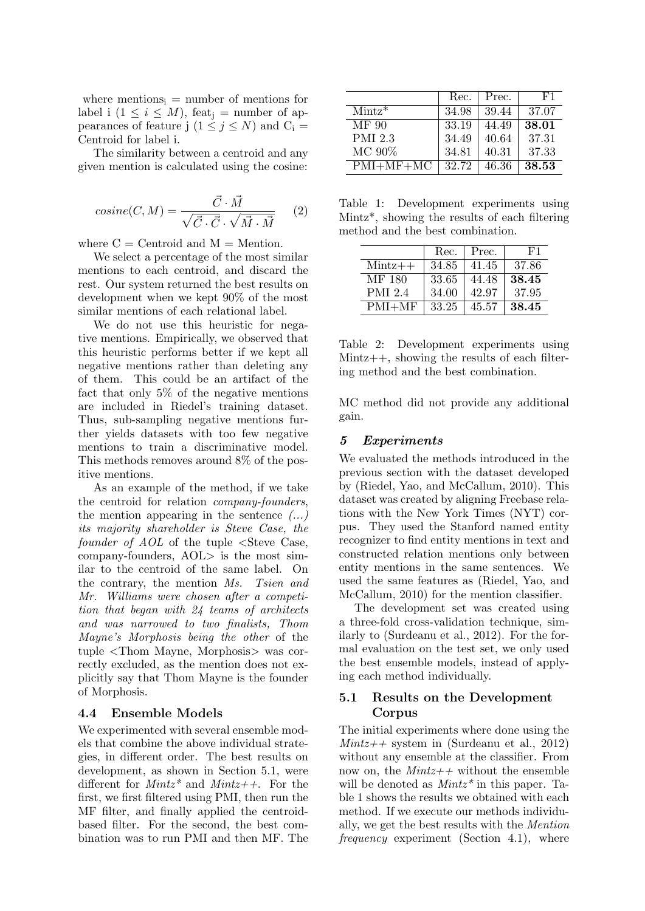where $\text{mentions}_i$ = number of mentions for label i ($1 \leq i \leq M$), $\text{feat}_j$ = number of appearances of feature j ($1 \leq j \leq N$) and $C_i$ = Centroid for label i.

The similarity between a centroid and any given mention is calculated using the cosine:

$$cosine(C, M) = \frac{\vec{C} \cdot \vec{M}}{\sqrt{\vec{C} \cdot \vec{C}} \cdot \sqrt{\vec{M} \cdot \vec{M}}} \quad (2)$$

where C = Centroid and M = Mention.

We select a percentage of the most similar mentions to each centroid, and discard the rest. Our system returned the best results on development when we kept 90% of the most similar mentions of each relational label.

We do not use this heuristic for negative mentions. Empirically, we observed that this heuristic performs better if we kept all negative mentions rather than deleting any of them. This could be an artifact of the fact that only 5% of the negative mentions are included in Riedel's training dataset. Thus, sub-sampling negative mentions further yields datasets with too few negative mentions to train a discriminative model. This methods removes around 8% of the positive mentions.

As an example of the method, if we take the centroid for relation *company-founders*, the mention appearing in the sentence *(...) its majority shareholder is Steve Case, the founder of AOL* of the tuple <Steve Case, company-founders, AOL> is the most similar to the centroid of the same label. On the contrary, the mention *Ms. Tsien and Mr. Williams were chosen after a competition that began with 24 teams of architects and was narrowed to two finalists, Thom Mayne's Morphosis being the other* of the tuple <Thom Mayne, Morphosis> was correctly excluded, as the mention does not explicitly say that Thom Mayne is the founder of Morphosis.

### 4.4 Ensemble Models

We experimented with several ensemble models that combine the above individual strategies, in different order. The best results on development, as shown in Section 5.1, were different for *Mintz\** and *Mintz++*. For the first, we first filtered using PMI, then run the MF filter, and finally applied the centroid-based filter. For the second, the best combination was to run PMI and then MF. The MC method did not provide any additional gain.

| | Rec. | Prec. | F1 |
|---|---|---|---|
| Mintz* | 34.98 | 39.44 | 37.07 |
| MF 90 | 33.19 | 44.49 | **38.01** |
| PMI 2.3 | 34.49 | 40.64 | 37.31 |
| MC 90% | 34.81 | 40.31 | 37.33 |
| PMI+MF+MC | 32.72 | 46.36 | **38.53** |

Table 1: Development experiments using Mintz*, showing the results of each filtering method and the best combination.

| | Rec. | Prec. | F1 |
|---|---|---|---|
| Mintz++ | 34.85 | 41.45 | 37.86 |
| MF 180 | 33.65 | 44.48 | **38.45** |
| PMI 2.4 | 34.00 | 42.97 | 37.95 |
| PMI+MF | 33.25 | 45.57 | **38.45** |

Table 2: Development experiments using Mintz++, showing the results of each filtering method and the best combination.

## 5 Experiments

We evaluated the methods introduced in the previous section with the dataset developed by (Riedel, Yao, and McCallum, 2010). This dataset was created by aligning Freebase relations with the New York Times (NYT) corpus. They used the Stanford named entity recognizer to find entity mentions in text and constructed relation mentions only between entity mentions in the same sentences. We used the same features as (Riedel, Yao, and McCallum, 2010) for the mention classifier.

The development set was created using a three-fold cross-validation technique, similarly to (Surdeanu et al., 2012). For the formal evaluation on the test set, we only used the best ensemble models, instead of applying each method individually.

### 5.1 Results on the Development Corpus

The initial experiments where done using the *Mintz++* system in (Surdeanu et al., 2012) without any ensemble at the classifier. From now on, the *Mintz++* without the ensemble will be denoted as *Mintz\** in this paper. Table 1 shows the results we obtained with each method. If we execute our methods individually, we get the best results with the *Mention frequency* experiment (Section 4.1), where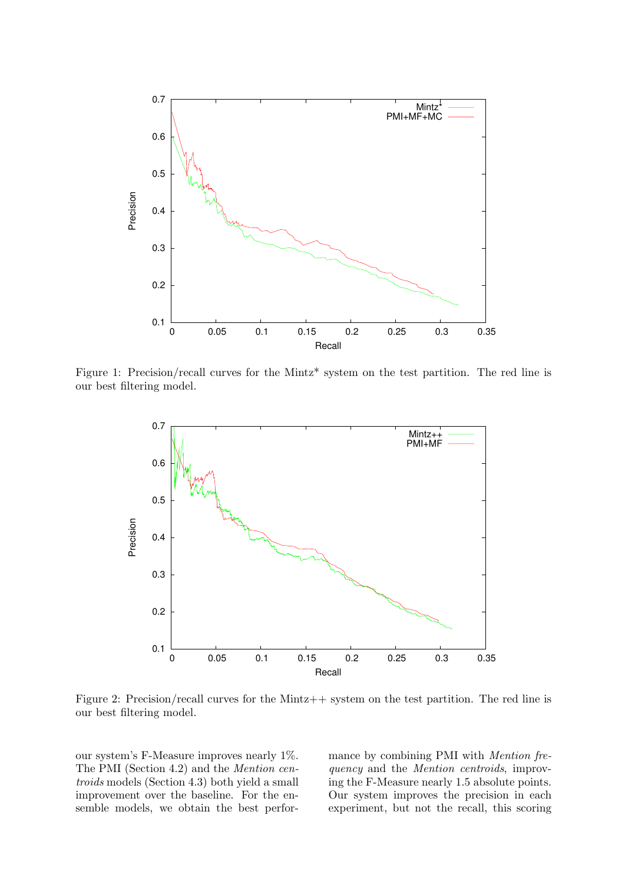Figure 1: Precision/recall curves for the Mintz* system on the test partition. The red line is our best filtering model.

Figure 2: Precision/recall curves for the Mintz++ system on the test partition. The red line is our best filtering model.

our system's F-Measure improves nearly 1%. The PMI (Section 4.2) and the *Mention centroids* models (Section 4.3) both yield a small improvement over the baseline. For the ensemble models, we obtain the best performance by combining PMI with *Mention frequency* and the *Mention centroids*, improving the F-Measure nearly 1.5 absolute points. Our system improves the precision in each experiment, but not the recall, this scoring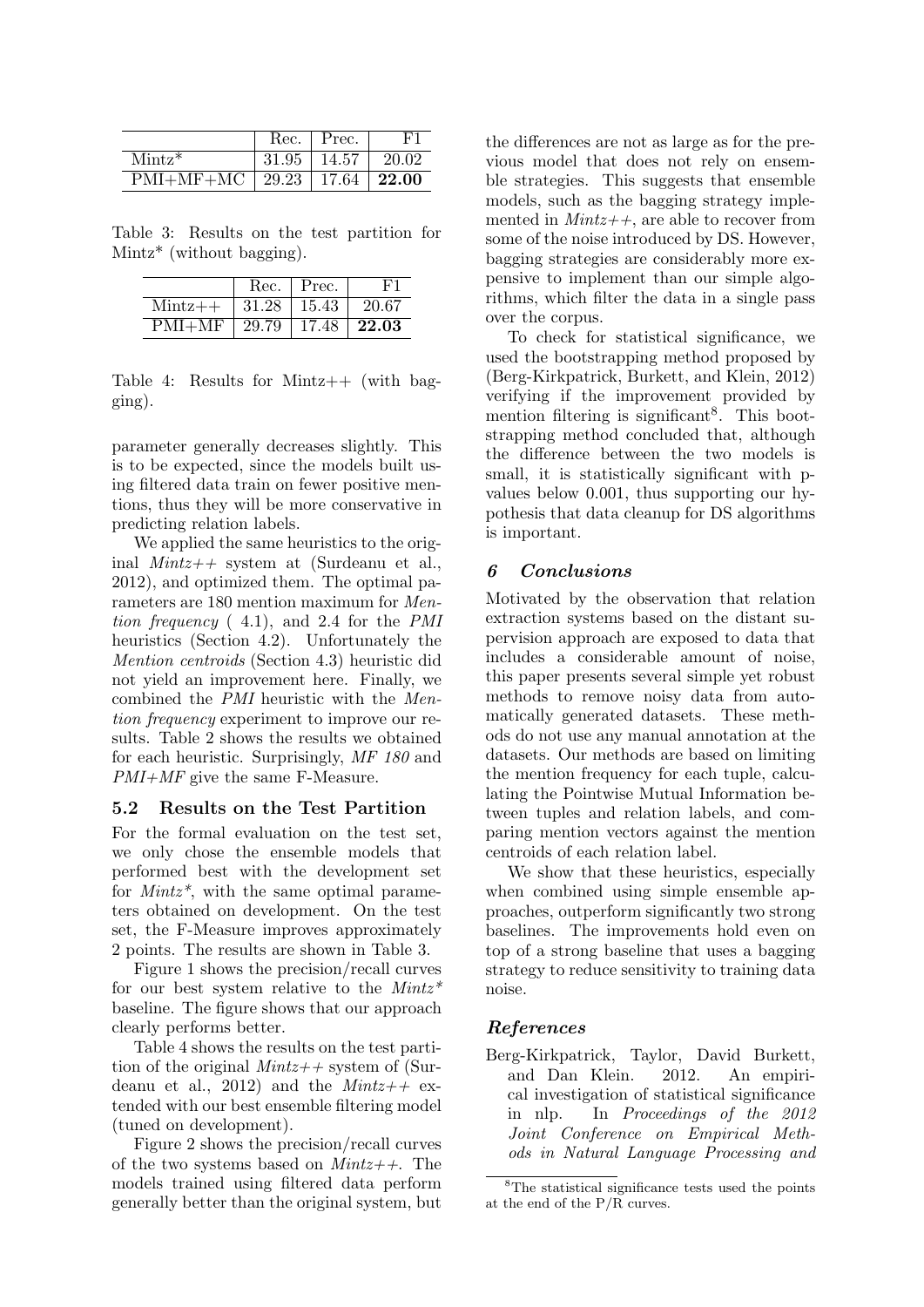|  | Rec. | Prec. | F1 |
|---|---|---|---|
| Mintz* | 31.95 | 14.57 | 20.02 |
| PMI+MF+MC | 29.23 | 17.64 | **22.00** |

Table 3: Results on the test partition for Mintz* (without bagging).

|  | Rec. | Prec. | F1 |
|---|---|---|---|
| Mintz++ | 31.28 | 15.43 | 20.67 |
| PMI+MF | 29.79 | 17.48 | **22.03** |

Table 4: Results for Mintz++ (with bagging).

parameter generally decreases slightly. This is to be expected, since the models built using filtered data train on fewer positive mentions, thus they will be more conservative in predicting relation labels.

We applied the same heuristics to the original *Mintz++* system at (Surdeanu et al., 2012), and optimized them. The optimal parameters are 180 mention maximum for *Mention frequency* ( 4.1), and 2.4 for the *PMI* heuristics (Section 4.2). Unfortunately the *Mention centroids* (Section 4.3) heuristic did not yield an improvement here. Finally, we combined the *PMI* heuristic with the *Mention frequency* experiment to improve our results. Table 2 shows the results we obtained for each heuristic. Surprisingly, *MF 180* and *PMI+MF* give the same F-Measure.

### 5.2 Results on the Test Partition

For the formal evaluation on the test set, we only chose the ensemble models that performed best with the development set for *Mintz**, with the same optimal parameters obtained on development. On the test set, the F-Measure improves approximately 2 points. The results are shown in Table 3.

Figure 1 shows the precision/recall curves for our best system relative to the *Mintz** baseline. The figure shows that our approach clearly performs better.

Table 4 shows the results on the test partition of the original *Mintz++* system of (Surdeanu et al., 2012) and the *Mintz++* extended with our best ensemble filtering model (tuned on development).

Figure 2 shows the precision/recall curves of the two systems based on *Mintz++*. The models trained using filtered data perform generally better than the original system, but the differences are not as large as for the previous model that does not rely on ensemble strategies. This suggests that ensemble models, such as the bagging strategy implemented in *Mintz++*, are able to recover from some of the noise introduced by DS. However, bagging strategies are considerably more expensive to implement than our simple algorithms, which filter the data in a single pass over the corpus.

To check for statistical significance, we used the bootstrapping method proposed by (Berg-Kirkpatrick, Burkett, and Klein, 2012) verifying if the improvement provided by mention filtering is significant[8]. This bootstrapping method concluded that, although the difference between the two models is small, it is statistically significant with p-values below 0.001, thus supporting our hypothesis that data cleanup for DS algorithms is important.

## 6 Conclusions

Motivated by the observation that relation extraction systems based on the distant supervision approach are exposed to data that includes a considerable amount of noise, this paper presents several simple yet robust methods to remove noisy data from automatically generated datasets. These methods do not use any manual annotation at the datasets. Our methods are based on limiting the mention frequency for each tuple, calculating the Pointwise Mutual Information between tuples and relation labels, and comparing mention vectors against the mention centroids of each relation label.

We show that these heuristics, especially when combined using simple ensemble approaches, outperform significantly two strong baselines. The improvements hold even on top of a strong baseline that uses a bagging strategy to reduce sensitivity to training data noise.

## References

Berg-Kirkpatrick, Taylor, David Burkett, and Dan Klein. 2012. An empirical investigation of statistical significance in nlp. In *Proceedings of the 2012 Joint Conference on Empirical Methods in Natural Language Processing and*

[8] The statistical significance tests used the points at the end of the P/R curves.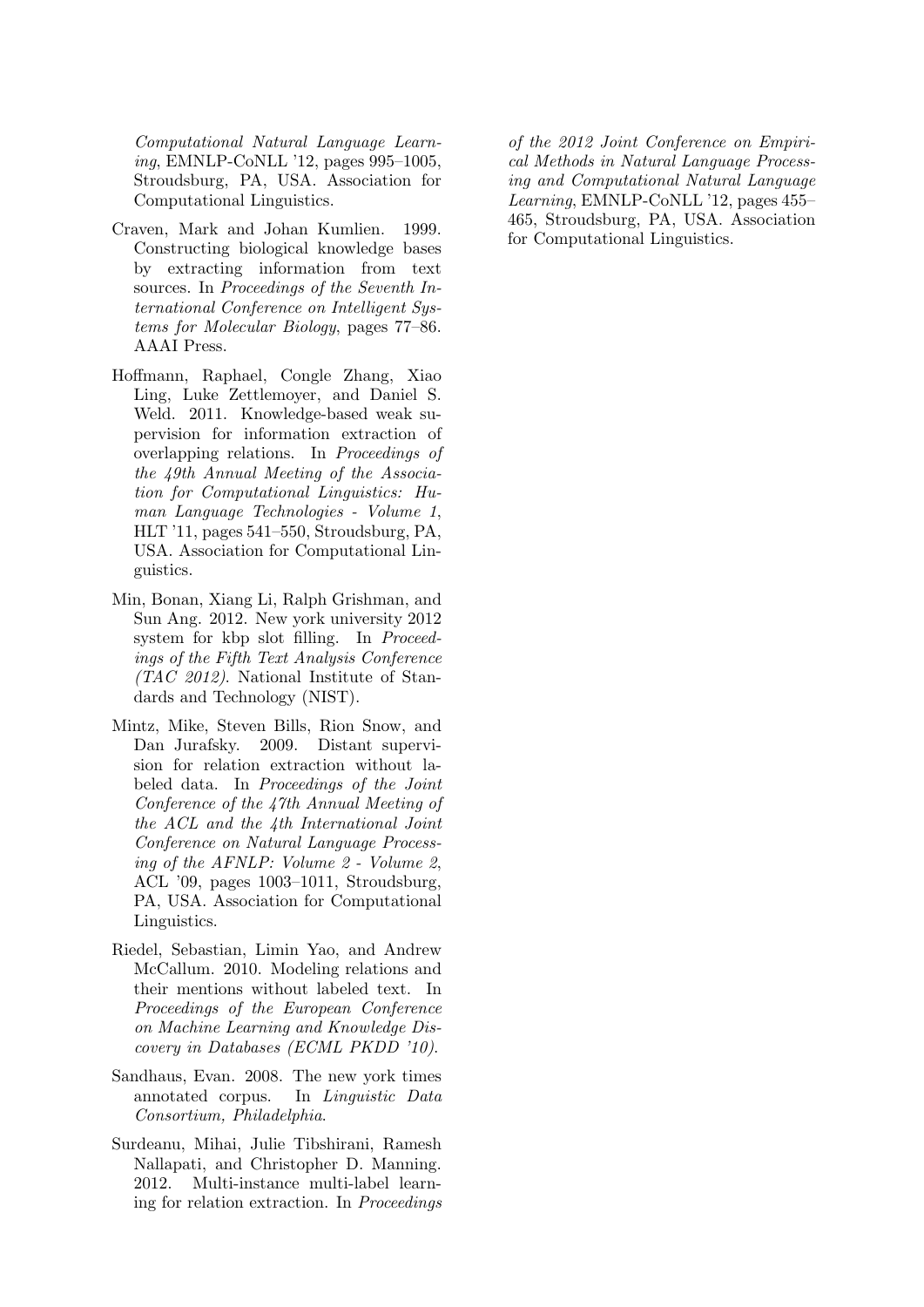*Computational Natural Language Learning*, EMNLP-CoNLL '12, pages 995–1005, Stroudsburg, PA, USA. Association for Computational Linguistics.

Craven, Mark and Johan Kumlien. 1999. Constructing biological knowledge bases by extracting information from text sources. In *Proceedings of the Seventh International Conference on Intelligent Systems for Molecular Biology*, pages 77–86. AAAI Press.

Hoffmann, Raphael, Congle Zhang, Xiao Ling, Luke Zettlemoyer, and Daniel S. Weld. 2011. Knowledge-based weak supervision for information extraction of overlapping relations. In *Proceedings of the 49th Annual Meeting of the Association for Computational Linguistics: Human Language Technologies - Volume 1*, HLT '11, pages 541–550, Stroudsburg, PA, USA. Association for Computational Linguistics.

Min, Bonan, Xiang Li, Ralph Grishman, and Sun Ang. 2012. New york university 2012 system for kbp slot filling. In *Proceedings of the Fifth Text Analysis Conference (TAC 2012)*. National Institute of Standards and Technology (NIST).

Mintz, Mike, Steven Bills, Rion Snow, and Dan Jurafsky. 2009. Distant supervision for relation extraction without labeled data. In *Proceedings of the Joint Conference of the 47th Annual Meeting of the ACL and the 4th International Joint Conference on Natural Language Processing of the AFNLP: Volume 2 - Volume 2*, ACL '09, pages 1003–1011, Stroudsburg, PA, USA. Association for Computational Linguistics.

Riedel, Sebastian, Limin Yao, and Andrew McCallum. 2010. Modeling relations and their mentions without labeled text. In *Proceedings of the European Conference on Machine Learning and Knowledge Discovery in Databases (ECML PKDD '10)*.

Sandhaus, Evan. 2008. The new york times annotated corpus. In *Linguistic Data Consortium, Philadelphia*.

Surdeanu, Mihai, Julie Tibshirani, Ramesh Nallapati, and Christopher D. Manning. 2012. Multi-instance multi-label learning for relation extraction. In *Proceedings of the 2012 Joint Conference on Empirical Methods in Natural Language Processing and Computational Natural Language Learning*, EMNLP-CoNLL '12, pages 455–465, Stroudsburg, PA, USA. Association for Computational Linguistics.